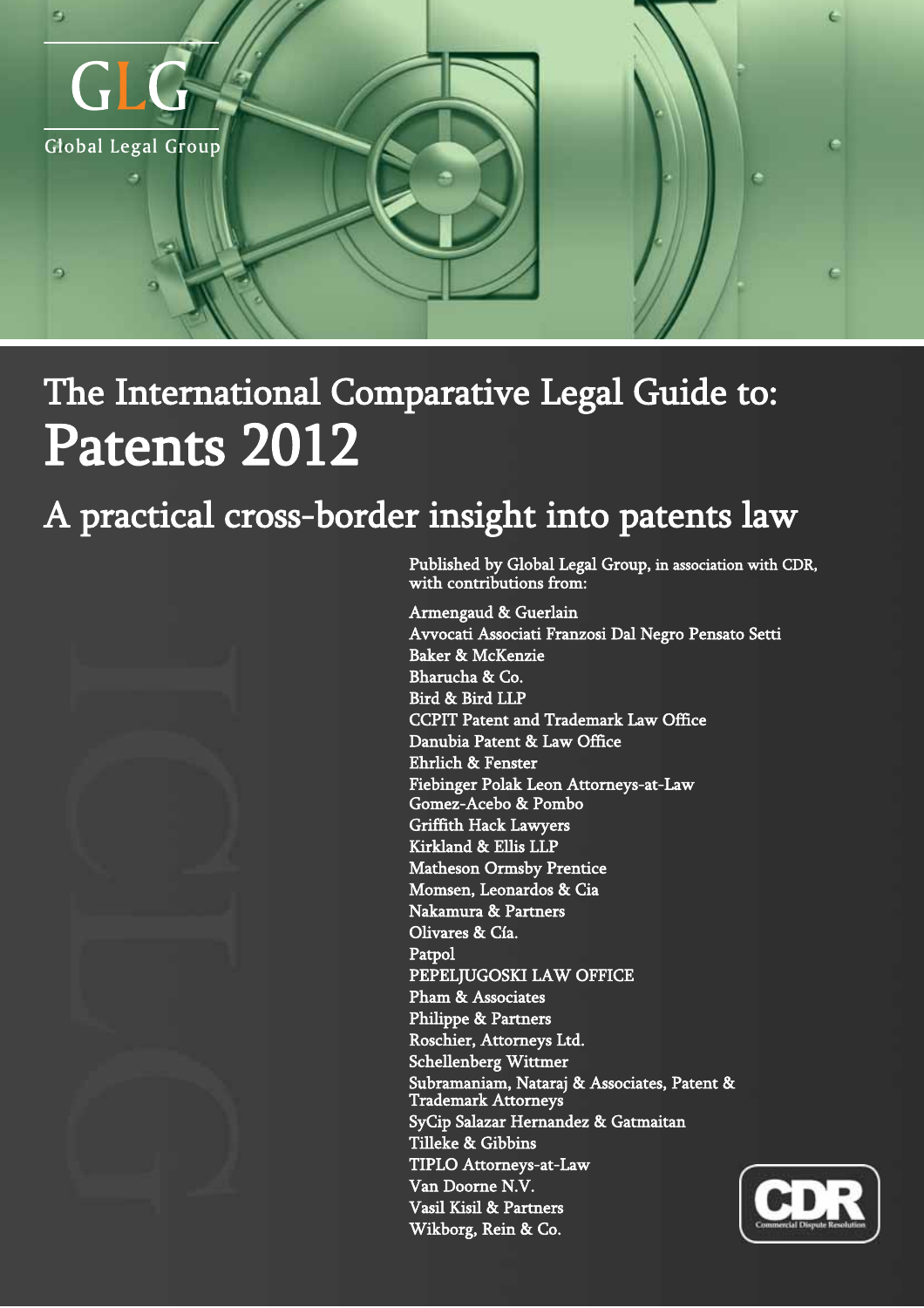GLG

Global Legal Group

# The International Comparative Legal Guide to:

# Patents 2012

## A practical cross-border insight into patents law

Published by Global Legal Group, in association with CDR, with contributions from:

Armengaud & Guerlain
Avvocati Associati Franzosi Dal Negro Pensato Setti
Baker & McKenzie
Bharucha & Co.
Bird & Bird LLP
CCPIT Patent and Trademark Law Office
Danubia Patent & Law Office
Ehrlich & Fenster
Fiebinger Polak Leon Attorneys-at-Law
Gomez-Acebo & Pombo
Griffith Hack Lawyers
Kirkland & Ellis LLP
Matheson Ormsby Prentice
Momsen, Leonardos & Cia
Nakamura & Partners
Olivares & Cía.
Patpol
PEPELJUGOSKI LAW OFFICE
Pham & Associates
Philippe & Partners
Roschier, Attorneys Ltd.
Schellenberg Wittmer
Subramaniam, Nataraj & Associates, Patent & Trademark Attorneys
SyCip Salazar Hernandez & Gatmaitan
Tilleke & Gibbins
TIPLO Attorneys-at-Law
Van Doorne N.V.
Vasil Kisil & Partners
Wikborg, Rein & Co.

CDR
Commercial Dispute Resolution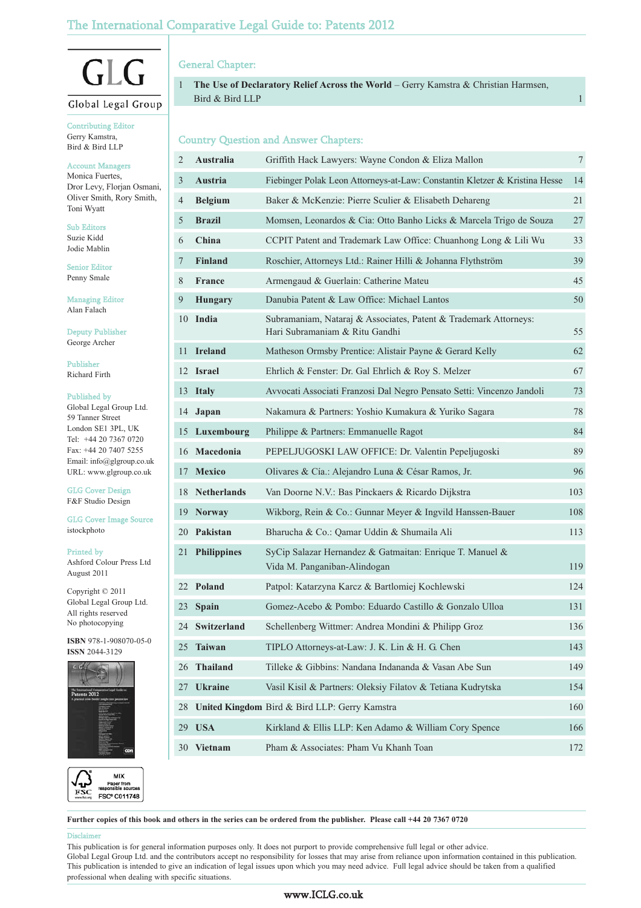# The International Comparative Legal Guide to: Patents 2012

GLG
Global Legal Group

**Contributing Editor**
Gerry Kamstra,
Bird & Bird LLP

**Account Managers**
Monica Fuertes,
Dror Levy, Florjan Osmani,
Oliver Smith, Rory Smith,
Toni Wyatt

**Sub Editors**
Suzie Kidd
Jodie Mablin

**Senior Editor**
Penny Smale

**Managing Editor**
Alan Falach

**Deputy Publisher**
George Archer

**Publisher**
Richard Firth

**Published by**
Global Legal Group Ltd.
59 Tanner Street
London SE1 3PL, UK
Tel: +44 20 7367 0720
Fax: +44 20 7407 5255
Email: info@glgroup.co.uk
URL: www.glgroup.co.uk

**GLG Cover Design**
F&F Studio Design

**GLG Cover Image Source**
istockphoto

**Printed by**
Ashford Colour Press Ltd
August 2011

Copyright © 2011
Global Legal Group Ltd.
All rights reserved
No photocopying

**ISBN** 978-1-908070-05-0
**ISSN** 2044-3129

MIX
Paper from responsible sources
FSC® C011748

## General Chapter:

| | | |
|---|---|---|
| 1 | **The Use of Declaratory Relief Across the World** – Gerry Kamstra & Christian Harmsen, Bird & Bird LLP | 1 |

## Country Question and Answer Chapters:

| No. | Country | Firm / Authors | Page |
|---|---|---|---|
| 2 | **Australia** | Griffith Hack Lawyers: Wayne Condon & Eliza Mallon | 7 |
| 3 | **Austria** | Fiebinger Polak Leon Attorneys-at-Law: Constantin Kletzer & Kristina Hesse | 14 |
| 4 | **Belgium** | Baker & McKenzie: Pierre Sculier & Elisabeth Dehareng | 21 |
| 5 | **Brazil** | Momsen, Leonardos & Cia: Otto Banho Licks & Marcela Trigo de Souza | 27 |
| 6 | **China** | CCPIT Patent and Trademark Law Office: Chuanhong Long & Lili Wu | 33 |
| 7 | **Finland** | Roschier, Attorneys Ltd.: Rainer Hilli & Johanna Flythström | 39 |
| 8 | **France** | Armengaud & Guerlain: Catherine Mateu | 45 |
| 9 | **Hungary** | Danubia Patent & Law Office: Michael Lantos | 50 |
| 10 | **India** | Subramaniam, Nataraj & Associates, Patent & Trademark Attorneys: Hari Subramaniam & Ritu Gandhi | 55 |
| 11 | **Ireland** | Matheson Ormsby Prentice: Alistair Payne & Gerard Kelly | 62 |
| 12 | **Israel** | Ehrlich & Fenster: Dr. Gal Ehrlich & Roy S. Melzer | 67 |
| 13 | **Italy** | Avvocati Associati Franzosi Dal Negro Pensato Setti: Vincenzo Jandoli | 73 |
| 14 | **Japan** | Nakamura & Partners: Yoshio Kumakura & Yuriko Sagara | 78 |
| 15 | **Luxembourg** | Philippe & Partners: Emmanuelle Ragot | 84 |
| 16 | **Macedonia** | PEPELJUGOSKI LAW OFFICE: Dr. Valentin Pepeljugoski | 89 |
| 17 | **Mexico** | Olivares & Cía.: Alejandro Luna & César Ramos, Jr. | 96 |
| 18 | **Netherlands** | Van Doorne N.V.: Bas Pinckaers & Ricardo Dijkstra | 103 |
| 19 | **Norway** | Wikborg, Rein & Co.: Gunnar Meyer & Ingvild Hanssen-Bauer | 108 |
| 20 | **Pakistan** | Bharucha & Co.: Qamar Uddin & Shumaila Ali | 113 |
| 21 | **Philippines** | SyCip Salazar Hernandez & Gatmaitan: Enrique T. Manuel & Vida M. Panganiban-Alindogan | 119 |
| 22 | **Poland** | Patpol: Katarzyna Karcz & Bartlomiej Kochlewski | 124 |
| 23 | **Spain** | Gomez-Acebo & Pombo: Eduardo Castillo & Gonzalo Ulloa | 131 |
| 24 | **Switzerland** | Schellenberg Wittmer: Andrea Mondini & Philipp Groz | 136 |
| 25 | **Taiwan** | TIPLO Attorneys-at-Law: J. K. Lin & H. G. Chen | 143 |
| 26 | **Thailand** | Tilleke & Gibbins: Nandana Indananda & Vasan Abe Sun | 149 |
| 27 | **Ukraine** | Vasil Kisil & Partners: Oleksiy Filatov & Tetiana Kudrytska | 154 |
| 28 | **United Kingdom** | Bird & Bird LLP: Gerry Kamstra | 160 |
| 29 | **USA** | Kirkland & Ellis LLP: Ken Adamo & William Cory Spence | 166 |
| 30 | **Vietnam** | Pham & Associates: Pham Vu Khanh Toan | 172 |

**Further copies of this book and others in the series can be ordered from the publisher. Please call +44 20 7367 0720**

**Disclaimer**
This publication is for general information purposes only. It does not purport to provide comprehensive full legal or other advice.
Global Legal Group Ltd. and the contributors accept no responsibility for losses that may arise from reliance upon information contained in this publication.
This publication is intended to give an indication of legal issues upon which you may need advice. Full legal advice should be taken from a qualified professional when dealing with specific situations.

www.ICLG.co.uk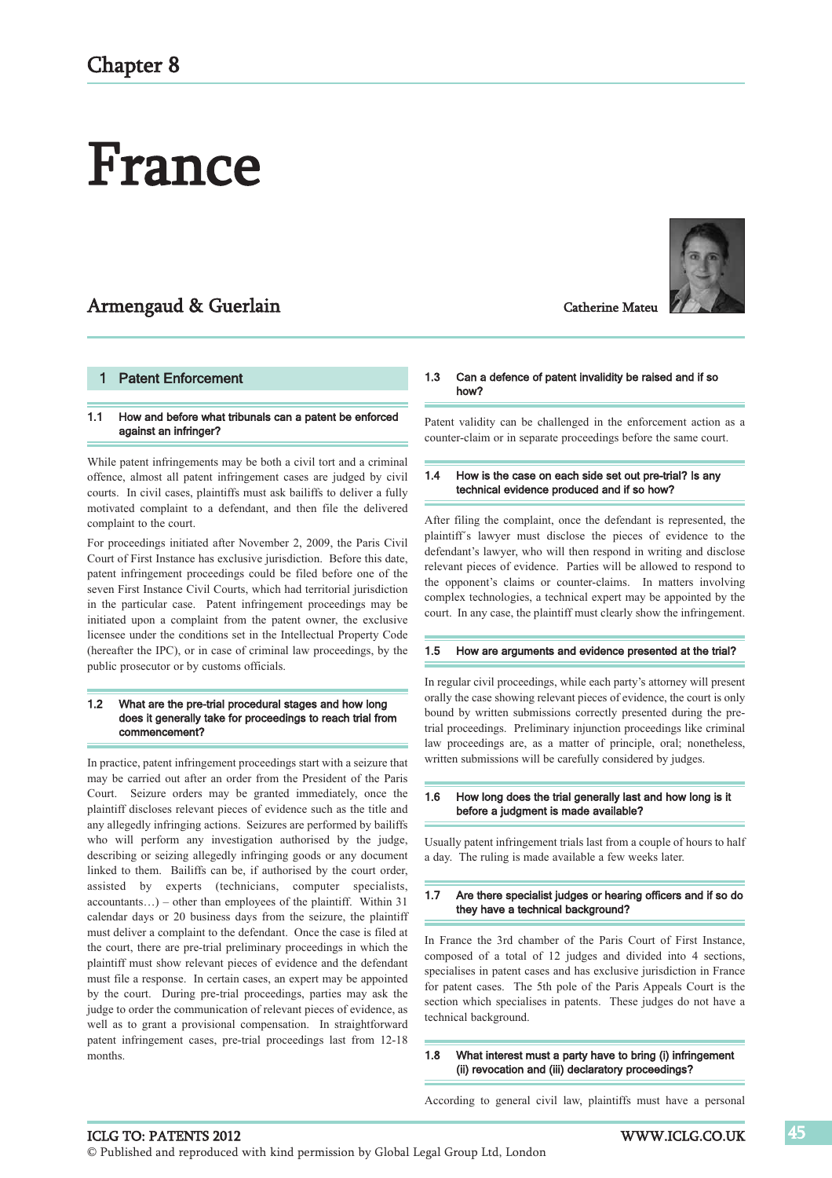# Chapter 8

# France

## Armengaud & Guerlain

Catherine Mateu

## 1 Patent Enforcement

### 1.1 How and before what tribunals can a patent be enforced against an infringer?

While patent infringements may be both a civil tort and a criminal offence, almost all patent infringement cases are judged by civil courts. In civil cases, plaintiffs must ask bailiffs to deliver a fully motivated complaint to a defendant, and then file the delivered complaint to the court.

For proceedings initiated after November 2, 2009, the Paris Civil Court of First Instance has exclusive jurisdiction. Before this date, patent infringement proceedings could be filed before one of the seven First Instance Civil Courts, which had territorial jurisdiction in the particular case. Patent infringement proceedings may be initiated upon a complaint from the patent owner, the exclusive licensee under the conditions set in the Intellectual Property Code (hereafter the IPC), or in case of criminal law proceedings, by the public prosecutor or by customs officials.

### 1.2 What are the pre-trial procedural stages and how long does it generally take for proceedings to reach trial from commencement?

In practice, patent infringement proceedings start with a seizure that may be carried out after an order from the President of the Paris Court. Seizure orders may be granted immediately, once the plaintiff discloses relevant pieces of evidence such as the title and any allegedly infringing actions. Seizures are performed by bailiffs who will perform any investigation authorised by the judge, describing or seizing allegedly infringing goods or any document linked to them. Bailiffs can be, if authorised by the court order, assisted by experts (technicians, computer specialists, accountants…) – other than employees of the plaintiff. Within 31 calendar days or 20 business days from the seizure, the plaintiff must deliver a complaint to the defendant. Once the case is filed at the court, there are pre-trial preliminary proceedings in which the plaintiff must show relevant pieces of evidence and the defendant must file a response. In certain cases, an expert may be appointed by the court. During pre-trial proceedings, parties may ask the judge to order the communication of relevant pieces of evidence, as well as to grant a provisional compensation. In straightforward patent infringement cases, pre-trial proceedings last from 12-18 months.

### 1.3 Can a defence of patent invalidity be raised and if so how?

Patent validity can be challenged in the enforcement action as a counter-claim or in separate proceedings before the same court.

### 1.4 How is the case on each side set out pre-trial? Is any technical evidence produced and if so how?

After filing the complaint, once the defendant is represented, the plaintiff's lawyer must disclose the pieces of evidence to the defendant's lawyer, who will then respond in writing and disclose relevant pieces of evidence. Parties will be allowed to respond to the opponent's claims or counter-claims. In matters involving complex technologies, a technical expert may be appointed by the court. In any case, the plaintiff must clearly show the infringement.

### 1.5 How are arguments and evidence presented at the trial?

In regular civil proceedings, while each party's attorney will present orally the case showing relevant pieces of evidence, the court is only bound by written submissions correctly presented during the pre-trial proceedings. Preliminary injunction proceedings like criminal law proceedings are, as a matter of principle, oral; nonetheless, written submissions will be carefully considered by judges.

### 1.6 How long does the trial generally last and how long is it before a judgment is made available?

Usually patent infringement trials last from a couple of hours to half a day. The ruling is made available a few weeks later.

### 1.7 Are there specialist judges or hearing officers and if so do they have a technical background?

In France the 3rd chamber of the Paris Court of First Instance, composed of a total of 12 judges and divided into 4 sections, specialises in patent cases and has exclusive jurisdiction in France for patent cases. The 5th pole of the Paris Appeals Court is the section which specialises in patents. These judges do not have a technical background.

### 1.8 What interest must a party have to bring (i) infringement (ii) revocation and (iii) declaratory proceedings?

According to general civil law, plaintiffs must have a personal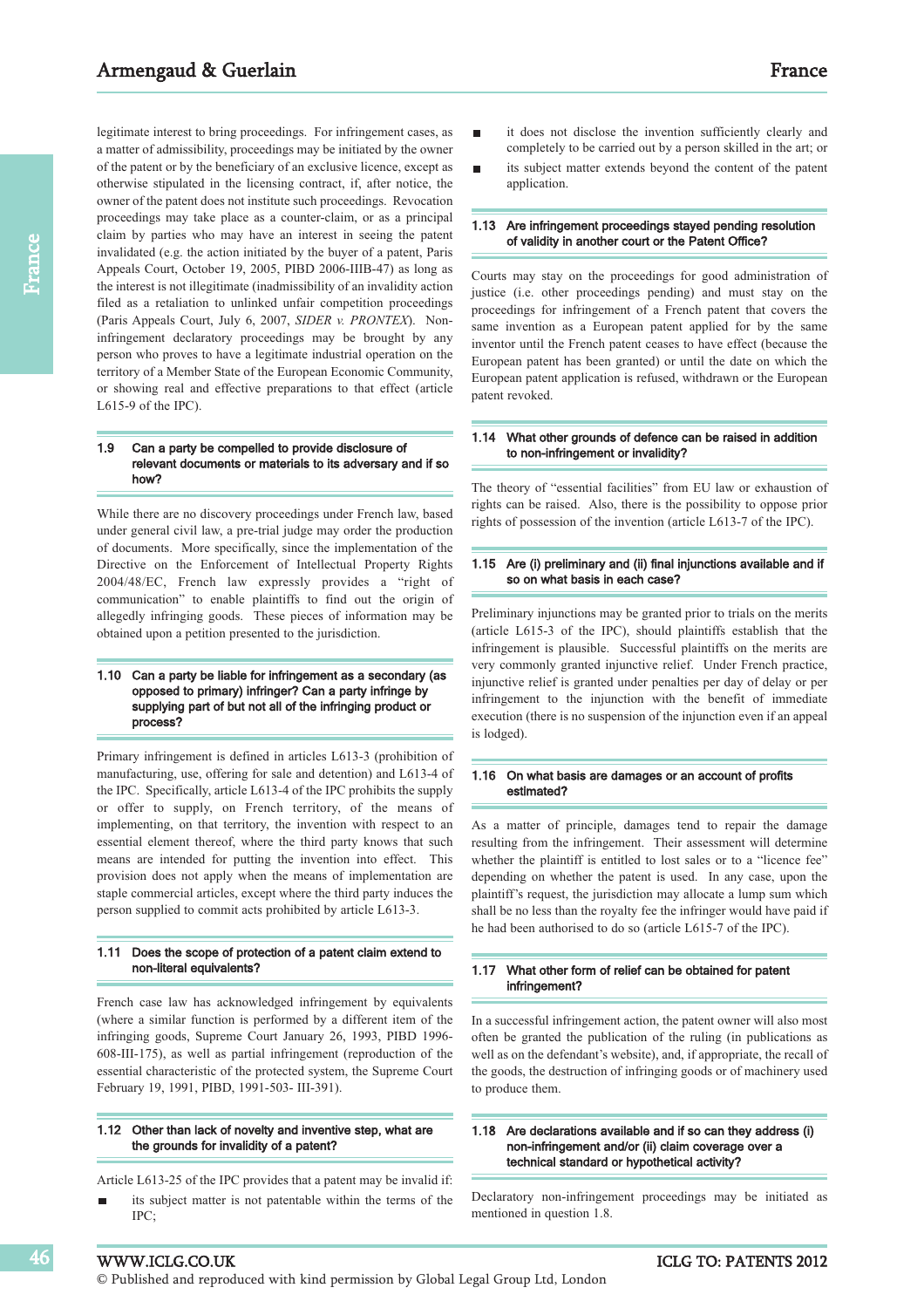legitimate interest to bring proceedings. For infringement cases, as a matter of admissibility, proceedings may be initiated by the owner of the patent or by the beneficiary of an exclusive licence, except as otherwise stipulated in the licensing contract, if, after notice, the owner of the patent does not institute such proceedings. Revocation proceedings may take place as a counter-claim, or as a principal claim by parties who may have an interest in seeing the patent invalidated (e.g. the action initiated by the buyer of a patent, Paris Appeals Court, October 19, 2005, PIBD 2006-IIIB-47) as long as the interest is not illegitimate (inadmissibility of an invalidity action filed as a retaliation to unlinked unfair competition proceedings (Paris Appeals Court, July 6, 2007, *SIDER v. PRONTEX*). Non-infringement declaratory proceedings may be brought by any person who proves to have a legitimate industrial operation on the territory of a Member State of the European Economic Community, or showing real and effective preparations to that effect (article L615-9 of the IPC).

### 1.9 Can a party be compelled to provide disclosure of relevant documents or materials to its adversary and if so how?

While there are no discovery proceedings under French law, based under general civil law, a pre-trial judge may order the production of documents. More specifically, since the implementation of the Directive on the Enforcement of Intellectual Property Rights 2004/48/EC, French law expressly provides a "right of communication" to enable plaintiffs to find out the origin of allegedly infringing goods. These pieces of information may be obtained upon a petition presented to the jurisdiction.

### 1.10 Can a party be liable for infringement as a secondary (as opposed to primary) infringer? Can a party infringe by supplying part of but not all of the infringing product or process?

Primary infringement is defined in articles L613-3 (prohibition of manufacturing, use, offering for sale and detention) and L613-4 of the IPC. Specifically, article L613-4 of the IPC prohibits the supply or offer to supply, on French territory, of the means of implementing, on that territory, the invention with respect to an essential element thereof, where the third party knows that such means are intended for putting the invention into effect. This provision does not apply when the means of implementation are staple commercial articles, except where the third party induces the person supplied to commit acts prohibited by article L613-3.

### 1.11 Does the scope of protection of a patent claim extend to non-literal equivalents?

French case law has acknowledged infringement by equivalents (where a similar function is performed by a different item of the infringing goods, Supreme Court January 26, 1993, PIBD 1996-608-III-175), as well as partial infringement (reproduction of the essential characteristic of the protected system, the Supreme Court February 19, 1991, PIBD, 1991-503- III-391).

### 1.12 Other than lack of novelty and inventive step, what are the grounds for invalidity of a patent?

Article L613-25 of the IPC provides that a patent may be invalid if:

- its subject matter is not patentable within the terms of the IPC;
- it does not disclose the invention sufficiently clearly and completely to be carried out by a person skilled in the art; or
- its subject matter extends beyond the content of the patent application.

### 1.13 Are infringement proceedings stayed pending resolution of validity in another court or the Patent Office?

Courts may stay on the proceedings for good administration of justice (i.e. other proceedings pending) and must stay on the proceedings for infringement of a French patent that covers the same invention as a European patent applied for by the same inventor until the French patent ceases to have effect (because the European patent has been granted) or until the date on which the European patent application is refused, withdrawn or the European patent revoked.

### 1.14 What other grounds of defence can be raised in addition to non-infringement or invalidity?

The theory of "essential facilities" from EU law or exhaustion of rights can be raised. Also, there is the possibility to oppose prior rights of possession of the invention (article L613-7 of the IPC).

### 1.15 Are (i) preliminary and (ii) final injunctions available and if so on what basis in each case?

Preliminary injunctions may be granted prior to trials on the merits (article L615-3 of the IPC), should plaintiffs establish that the infringement is plausible. Successful plaintiffs on the merits are very commonly granted injunctive relief. Under French practice, injunctive relief is granted under penalties per day of delay or per infringement to the injunction with the benefit of immediate execution (there is no suspension of the injunction even if an appeal is lodged).

### 1.16 On what basis are damages or an account of profits estimated?

As a matter of principle, damages tend to repair the damage resulting from the infringement. Their assessment will determine whether the plaintiff is entitled to lost sales or to a "licence fee" depending on whether the patent is used. In any case, upon the plaintiff's request, the jurisdiction may allocate a lump sum which shall be no less than the royalty fee the infringer would have paid if he had been authorised to do so (article L615-7 of the IPC).

### 1.17 What other form of relief can be obtained for patent infringement?

In a successful infringement action, the patent owner will also most often be granted the publication of the ruling (in publications as well as on the defendant's website), and, if appropriate, the recall of the goods, the destruction of infringing goods or of machinery used to produce them.

### 1.18 Are declarations available and if so can they address (i) non-infringement and/or (ii) claim coverage over a technical standard or hypothetical activity?

Declaratory non-infringement proceedings may be initiated as mentioned in question 1.8.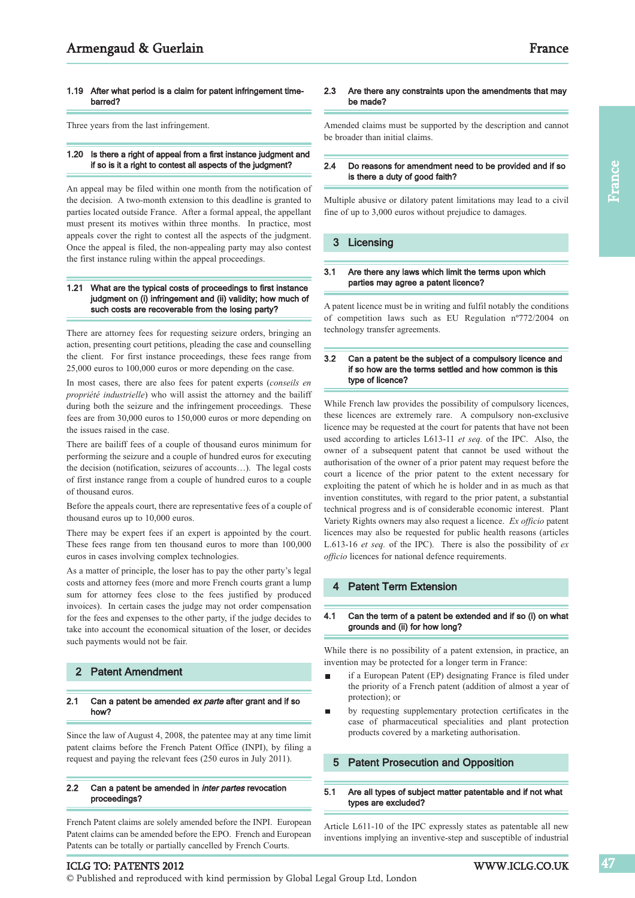### 1.19 After what period is a claim for patent infringement time-barred?

Three years from the last infringement.

### 1.20 Is there a right of appeal from a first instance judgment and if so is it a right to contest all aspects of the judgment?

An appeal may be filed within one month from the notification of the decision. A two-month extension to this deadline is granted to parties located outside France. After a formal appeal, the appellant must present its motives within three months. In practice, most appeals cover the right to contest all the aspects of the judgment. Once the appeal is filed, the non-appealing party may also contest the first instance ruling within the appeal proceedings.

### 1.21 What are the typical costs of proceedings to first instance judgment on (i) infringement and (ii) validity; how much of such costs are recoverable from the losing party?

There are attorney fees for requesting seizure orders, bringing an action, presenting court petitions, pleading the case and counselling the client. For first instance proceedings, these fees range from 25,000 euros to 100,000 euros or more depending on the case.

In most cases, there are also fees for patent experts (*conseils en propriété industrielle*) who will assist the attorney and the bailiff during both the seizure and the infringement proceedings. These fees are from 30,000 euros to 150,000 euros or more depending on the issues raised in the case.

There are bailiff fees of a couple of thousand euros minimum for performing the seizure and a couple of hundred euros for executing the decision (notification, seizures of accounts…). The legal costs of first instance range from a couple of hundred euros to a couple of thousand euros.

Before the appeals court, there are representative fees of a couple of thousand euros up to 10,000 euros.

There may be expert fees if an expert is appointed by the court. These fees range from ten thousand euros to more than 100,000 euros in cases involving complex technologies.

As a matter of principle, the loser has to pay the other party's legal costs and attorney fees (more and more French courts grant a lump sum for attorney fees close to the fees justified by produced invoices). In certain cases the judge may not order compensation for the fees and expenses to the other party, if the judge decides to take into account the economical situation of the loser, or decides such payments would not be fair.

## 2 Patent Amendment

### 2.1 Can a patent be amended *ex parte* after grant and if so how?

Since the law of August 4, 2008, the patentee may at any time limit patent claims before the French Patent Office (INPI), by filing a request and paying the relevant fees (250 euros in July 2011).

### 2.2 Can a patent be amended in *inter partes* revocation proceedings?

French Patent claims are solely amended before the INPI. European Patent claims can be amended before the EPO. French and European Patents can be totally or partially cancelled by French Courts.

### 2.3 Are there any constraints upon the amendments that may be made?

Amended claims must be supported by the description and cannot be broader than initial claims.

### 2.4 Do reasons for amendment need to be provided and if so is there a duty of good faith?

Multiple abusive or dilatory patent limitations may lead to a civil fine of up to 3,000 euros without prejudice to damages.

## 3 Licensing

### 3.1 Are there any laws which limit the terms upon which parties may agree a patent licence?

A patent licence must be in writing and fulfil notably the conditions of competition laws such as EU Regulation nº772/2004 on technology transfer agreements.

### 3.2 Can a patent be the subject of a compulsory licence and if so how are the terms settled and how common is this type of licence?

While French law provides the possibility of compulsory licences, these licences are extremely rare. A compulsory non-exclusive licence may be requested at the court for patents that have not been used according to articles L613-11 *et seq.* of the IPC. Also, the owner of a subsequent patent that cannot be used without the authorisation of the owner of a prior patent may request before the court a licence of the prior patent to the extent necessary for exploiting the patent of which he is holder and in as much as that invention constitutes, with regard to the prior patent, a substantial technical progress and is of considerable economic interest. Plant Variety Rights owners may also request a licence. *Ex officio* patent licences may also be requested for public health reasons (articles L.613-16 *et seq.* of the IPC). There is also the possibility of *ex officio* licences for national defence requirements.

## 4 Patent Term Extension

### 4.1 Can the term of a patent be extended and if so (i) on what grounds and (ii) for how long?

While there is no possibility of a patent extension, in practice, an invention may be protected for a longer term in France:

- if a European Patent (EP) designating France is filed under the priority of a French patent (addition of almost a year of protection); or
- by requesting supplementary protection certificates in the case of pharmaceutical specialities and plant protection products covered by a marketing authorisation.

## 5 Patent Prosecution and Opposition

### 5.1 Are all types of subject matter patentable and if not what types are excluded?

Article L611-10 of the IPC expressly states as patentable all new inventions implying an inventive-step and susceptible of industrial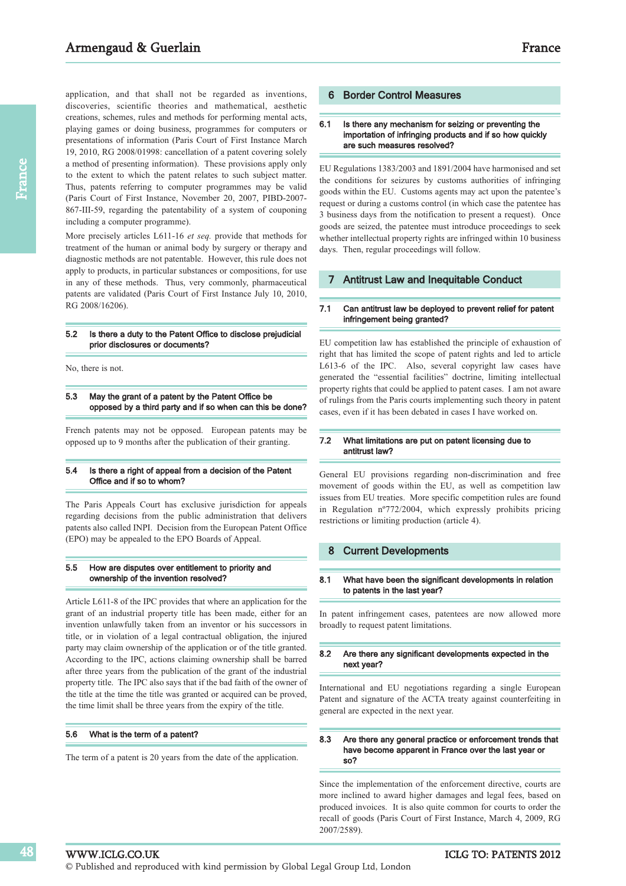application, and that shall not be regarded as inventions, discoveries, scientific theories and mathematical, aesthetic creations, schemes, rules and methods for performing mental acts, playing games or doing business, programmes for computers or presentations of information (Paris Court of First Instance March 19, 2010, RG 2008/01998: cancellation of a patent covering solely a method of presenting information). These provisions apply only to the extent to which the patent relates to such subject matter. Thus, patents referring to computer programmes may be valid (Paris Court of First Instance, November 20, 2007, PIBD-2007-867-III-59, regarding the patentability of a system of couponing including a computer programme).

More precisely articles L611-16 *et seq.* provide that methods for treatment of the human or animal body by surgery or therapy and diagnostic methods are not patentable. However, this rule does not apply to products, in particular substances or compositions, for use in any of these methods. Thus, very commonly, pharmaceutical patents are validated (Paris Court of First Instance July 10, 2010, RG 2008/16206).

### 5.2 Is there a duty to the Patent Office to disclose prejudicial prior disclosures or documents?

No, there is not.

### 5.3 May the grant of a patent by the Patent Office be opposed by a third party and if so when can this be done?

French patents may not be opposed. European patents may be opposed up to 9 months after the publication of their granting.

### 5.4 Is there a right of appeal from a decision of the Patent Office and if so to whom?

The Paris Appeals Court has exclusive jurisdiction for appeals regarding decisions from the public administration that delivers patents also called INPI. Decision from the European Patent Office (EPO) may be appealed to the EPO Boards of Appeal.

### 5.5 How are disputes over entitlement to priority and ownership of the invention resolved?

Article L611-8 of the IPC provides that where an application for the grant of an industrial property title has been made, either for an invention unlawfully taken from an inventor or his successors in title, or in violation of a legal contractual obligation, the injured party may claim ownership of the application or of the title granted. According to the IPC, actions claiming ownership shall be barred after three years from the publication of the grant of the industrial property title. The IPC also says that if the bad faith of the owner of the title at the time the title was granted or acquired can be proved, the time limit shall be three years from the expiry of the title.

### 5.6 What is the term of a patent?

The term of a patent is 20 years from the date of the application.

## 6 Border Control Measures

### 6.1 Is there any mechanism for seizing or preventing the importation of infringing products and if so how quickly are such measures resolved?

EU Regulations 1383/2003 and 1891/2004 have harmonised and set the conditions for seizures by customs authorities of infringing goods within the EU. Customs agents may act upon the patentee's request or during a customs control (in which case the patentee has 3 business days from the notification to present a request). Once goods are seized, the patentee must introduce proceedings to seek whether intellectual property rights are infringed within 10 business days. Then, regular proceedings will follow.

## 7 Antitrust Law and Inequitable Conduct

### 7.1 Can antitrust law be deployed to prevent relief for patent infringement being granted?

EU competition law has established the principle of exhaustion of right that has limited the scope of patent rights and led to article L613-6 of the IPC. Also, several copyright law cases have generated the "essential facilities" doctrine, limiting intellectual property rights that could be applied to patent cases. I am not aware of rulings from the Paris courts implementing such theory in patent cases, even if it has been debated in cases I have worked on.

### 7.2 What limitations are put on patent licensing due to antitrust law?

General EU provisions regarding non-discrimination and free movement of goods within the EU, as well as competition law issues from EU treaties. More specific competition rules are found in Regulation nº772/2004, which expressly prohibits pricing restrictions or limiting production (article 4).

## 8 Current Developments

### 8.1 What have been the significant developments in relation to patents in the last year?

In patent infringement cases, patentees are now allowed more broadly to request patent limitations.

### 8.2 Are there any significant developments expected in the next year?

International and EU negotiations regarding a single European Patent and signature of the ACTA treaty against counterfeiting in general are expected in the next year.

### 8.3 Are there any general practice or enforcement trends that have become apparent in France over the last year or so?

Since the implementation of the enforcement directive, courts are more inclined to award higher damages and legal fees, based on produced invoices. It is also quite common for courts to order the recall of goods (Paris Court of First Instance, March 4, 2009, RG 2007/2589).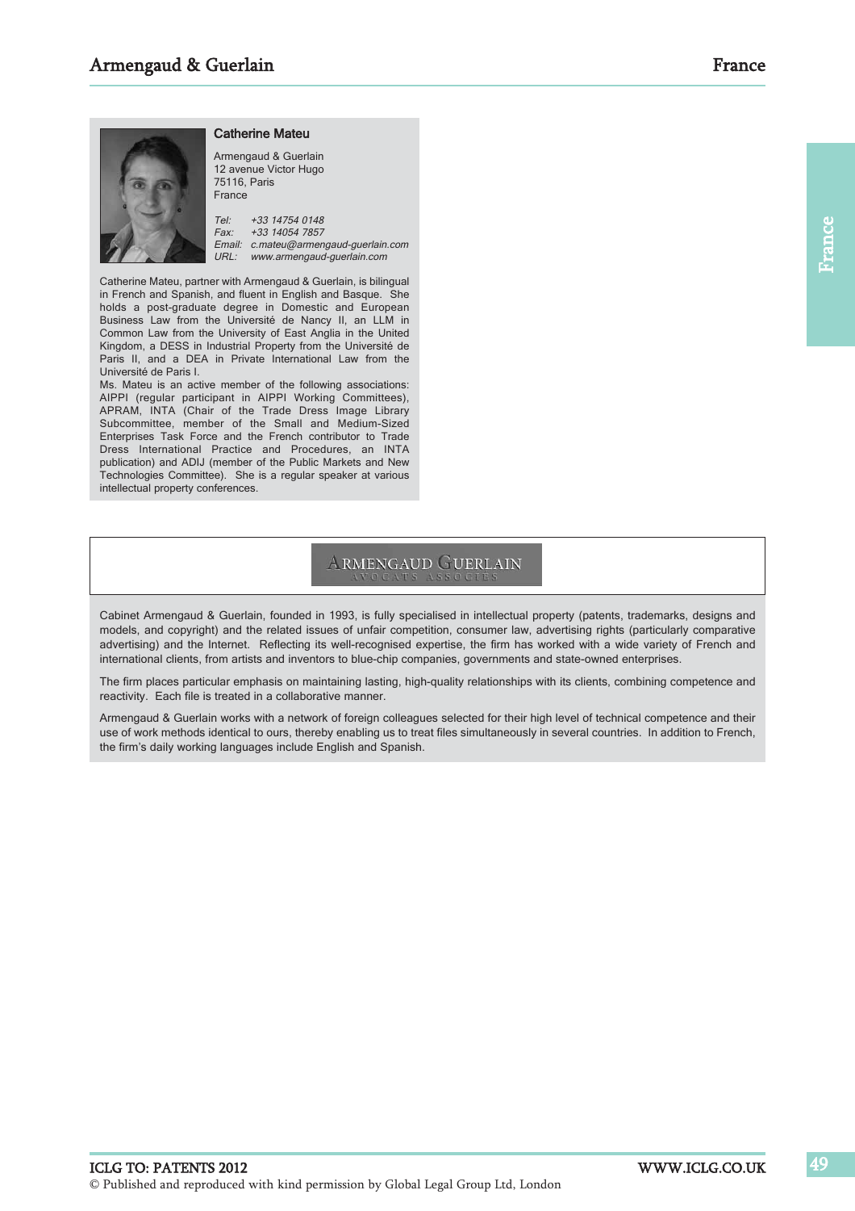### Catherine Mateu

Armengaud & Guerlain
12 avenue Victor Hugo
75116, Paris
France

*Tel: +33 14754 0148*
*Fax: +33 14054 7857*
*Email: c.mateu@armengaud-guerlain.com*
*URL: www.armengaud-guerlain.com*

Catherine Mateu, partner with Armengaud & Guerlain, is bilingual in French and Spanish, and fluent in English and Basque. She holds a post-graduate degree in Domestic and European Business Law from the Université de Nancy II, an LLM in Common Law from the University of East Anglia in the United Kingdom, a DESS in Industrial Property from the Université de Paris II, and a DEA in Private International Law from the Université de Paris I.

Ms. Mateu is an active member of the following associations: AIPPI (regular participant in AIPPI Working Committees), APRAM, INTA (Chair of the Trade Dress Image Library Subcommittee, member of the Small and Medium-Sized Enterprises Task Force and the French contributor to Trade Dress International Practice and Procedures, an INTA publication) and ADIJ (member of the Public Markets and New Technologies Committee). She is a regular speaker at various intellectual property conferences.

ARMENGAUD GUERLAIN
AVOCATS ASSOCIÉS

Cabinet Armengaud & Guerlain, founded in 1993, is fully specialised in intellectual property (patents, trademarks, designs and models, and copyright) and the related issues of unfair competition, consumer law, advertising rights (particularly comparative advertising) and the Internet. Reflecting its well-recognised expertise, the firm has worked with a wide variety of French and international clients, from artists and inventors to blue-chip companies, governments and state-owned enterprises.

The firm places particular emphasis on maintaining lasting, high-quality relationships with its clients, combining competence and reactivity. Each file is treated in a collaborative manner.

Armengaud & Guerlain works with a network of foreign colleagues selected for their high level of technical competence and their use of work methods identical to ours, thereby enabling us to treat files simultaneously in several countries. In addition to French, the firm's daily working languages include English and Spanish.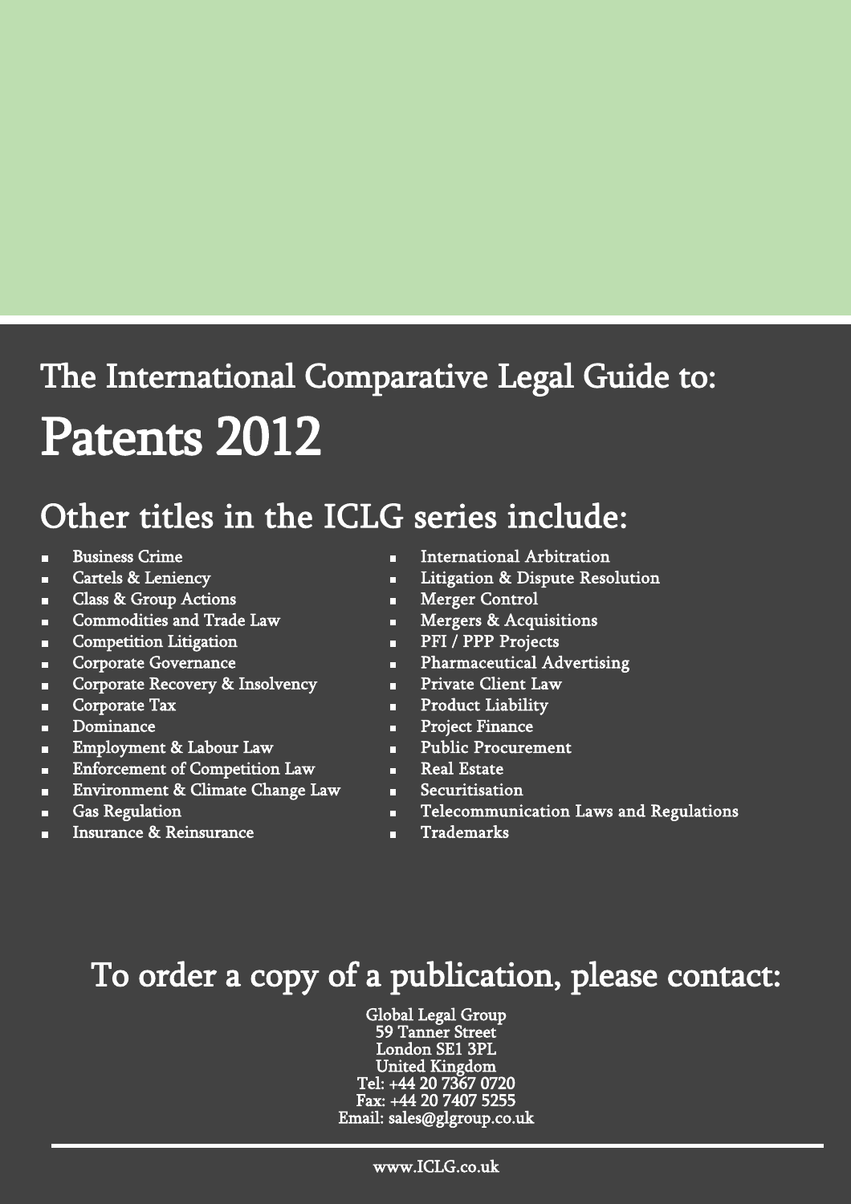# The International Comparative Legal Guide to:

# Patents 2012

## Other titles in the ICLG series include:

- Business Crime
- Cartels & Leniency
- Class & Group Actions
- Commodities and Trade Law
- Competition Litigation
- Corporate Governance
- Corporate Recovery & Insolvency
- Corporate Tax
- Dominance
- Employment & Labour Law
- Enforcement of Competition Law
- Environment & Climate Change Law
- Gas Regulation
- Insurance & Reinsurance
- International Arbitration
- Litigation & Dispute Resolution
- Merger Control
- Mergers & Acquisitions
- PFI / PPP Projects
- Pharmaceutical Advertising
- Private Client Law
- Product Liability
- Project Finance
- Public Procurement
- Real Estate
- Securitisation
- Telecommunication Laws and Regulations
- Trademarks

## To order a copy of a publication, please contact:

Global Legal Group
59 Tanner Street
London SE1 3PL
United Kingdom
Tel: +44 20 7367 0720
Fax: +44 20 7407 5255
Email: sales@glgroup.co.uk

www.ICLG.co.uk